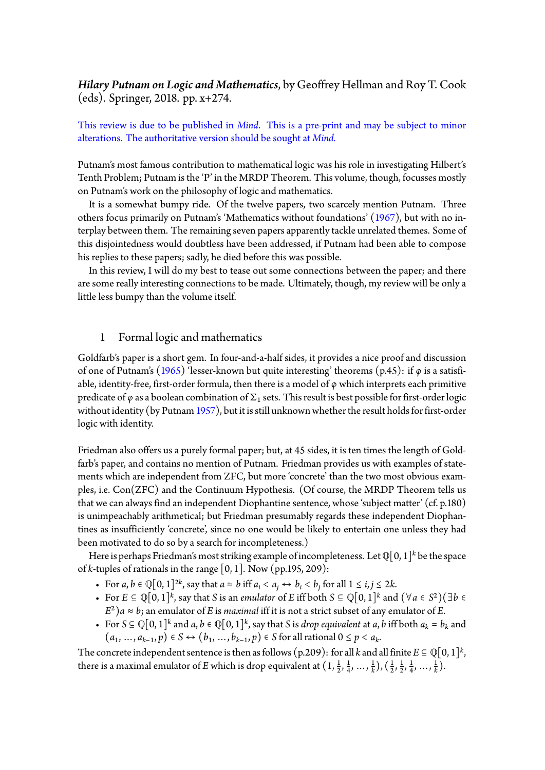*Hilary Putnam on Logic and Mathematics*, by Geoffrey Hellman and Roy T. Cook (eds). Springer, 2018. pp. x+274.

This review is due to be published in *Mind*. This is a pre-print and may be subject to minor alterations. The authoritative version should be sought at *Mind.*

Putnam's most famous contribution to mathematical logic was his role in investigating Hilbert's Tenth Problem; Putnam is the 'P' in the MRDP Theorem. This volume, though, focusses mostly on Putnam's work on the philosophy of logic and mathematics.

It is a somewhat bumpy ride. Of the twelve papers, two scarcely mention Putnam. Three others focus primarily on Putnam's 'Mathematics without foundations' (1967), but with no interplay between them. The remaining seven papers apparently tackle unrelated themes. Some of this disjointedness would doubtless have been addressed, if Putnam had been able to compose his replies to these papers; sadly, he died before this was possible.

In this review, I will do my best to tease out some connections between the paper; and there are some really interesting connections to be made. Ultimately, though, my review will be only a little less bumpy than the volume itself.

## 1 Formal logic and mathematics

Goldfarb's paper is a short gem. In four-and-a-half sides, it provides a nice proof and discussion of one of Putnam's (1965) 'lesser-known but quite interesting' theorems (p.45): if $\varphi$ is a satisfiable, identity-free, first-order formula, then there is a model of $\varphi$ which interprets each primitive predicate of $\varphi$ as a boolean combination of $\Sigma_1$ sets. This result is best possible for first-order logic without identity (by Putnam 1957), but it is still unknown whether the result holds for first-order logic with identity.

Friedman also offers us a purely formal paper; but, at 45 sides, it is ten times the length of Goldfarb's paper, and contains no mention of Putnam. Friedman provides us with examples of statements which are independent from ZFC, but more 'concrete' than the two most obvious examples, i.e. Con(ZFC) and the Continuum Hypothesis. (Of course, the MRDP Theorem tells us that we can always find an independent Diophantine sentence, whose 'subject matter' (cf. p.180) is unimpeachably arithmetical; but Friedman presumably regards these independent Diophantines as insufficiently 'concrete', since no one would be likely to entertain one unless they had been motivated to do so by a search for incompleteness.)

Here is perhaps Friedman's most striking example of incompleteness. Let $\mathbb{Q}[0, 1]^k$ be the space of $k$-tuples of rationals in the range $[0, 1]$. Now (pp.195, 209):

- For $a, b \in \mathbb{Q}[0, 1]^{2k}$, say that $a \approx b$ iff $a_i < a_j \leftrightarrow b_i < b_j$ for all $1 \leq i, j \leq 2k$.
- For $E \subseteq \mathbb{Q}[0, 1]^k$, say that $S$ is an *emulator* of $E$ iff both $S \subseteq \mathbb{Q}[0, 1]^k$ and $(\forall a \in S^2)(\exists b \in E^2) a \approx b$; an emulator of $E$ is *maximal* iff it is not a strict subset of any emulator of $E$.
- For $S \subseteq \mathbb{Q}[0, 1]^k$ and $a, b \in \mathbb{Q}[0, 1]^k$, say that $S$ is *drop equivalent* at $a, b$ iff both $a_k = b_k$ and $(a_1, \ldots, a_{k-1}, p) \in S \leftrightarrow (b_1, \ldots, b_{k-1}, p) \in S$ for all rational $0 \leq p < a_k$.

The concrete independent sentence is then as follows (p.209): for all $k$ and all finite $E \subseteq \mathbb{Q}[0, 1]^k$, there is a maximal emulator of $E$ which is drop equivalent at $(1, \frac{1}{2}, \frac{1}{4}, \ldots, \frac{1}{k}), (\frac{1}{2}, \frac{1}{2}, \frac{1}{4}, \ldots, \frac{1}{k})$.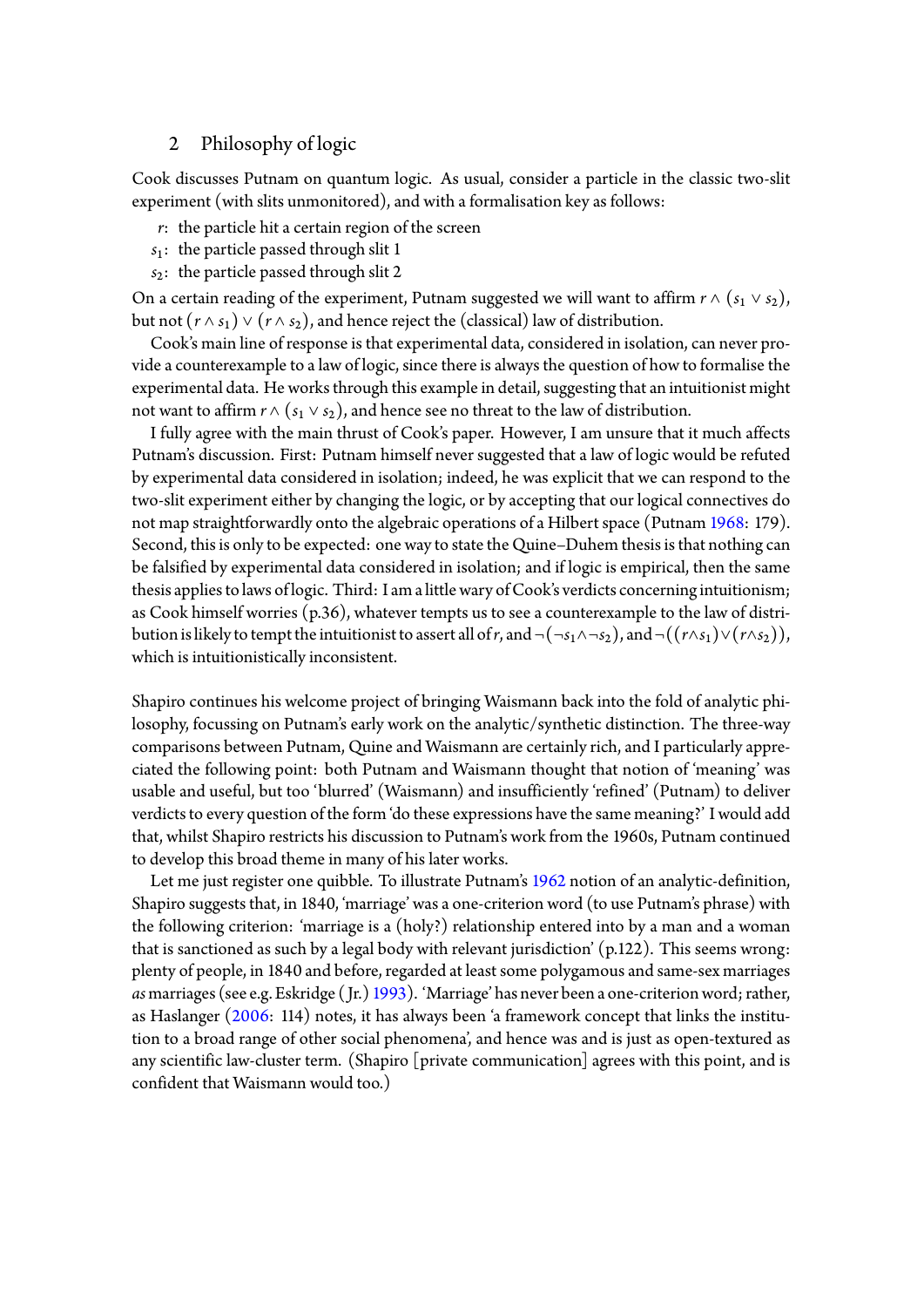## 2 Philosophy of logic

Cook discusses Putnam on quantum logic. As usual, consider a particle in the classic two-slit experiment (with slits unmonitored), and with a formalisation key as follows:

- $r$: the particle hit a certain region of the screen
- $s_1$: the particle passed through slit 1
- $s_2$: the particle passed through slit 2

On a certain reading of the experiment, Putnam suggested we will want to affirm $r \wedge (s_1 \vee s_2)$, but not $(r \wedge s_1) \vee (r \wedge s_2)$, and hence reject the (classical) law of distribution.

Cook's main line of response is that experimental data, considered in isolation, can never provide a counterexample to a law of logic, since there is always the question of how to formalise the experimental data. He works through this example in detail, suggesting that an intuitionist might not want to affirm $r \wedge (s_1 \vee s_2)$, and hence see no threat to the law of distribution.

I fully agree with the main thrust of Cook's paper. However, I am unsure that it much affects Putnam's discussion. First: Putnam himself never suggested that a law of logic would be refuted by experimental data considered in isolation; indeed, he was explicit that we can respond to the two-slit experiment either by changing the logic, or by accepting that our logical connectives do not map straightforwardly onto the algebraic operations of a Hilbert space (Putnam 1968: 179). Second, this is only to be expected: one way to state the Quine–Duhem thesis is that nothing can be falsified by experimental data considered in isolation; and if logic is empirical, then the same thesis applies to laws of logic. Third: I am a little wary of Cook's verdicts concerning intuitionism; as Cook himself worries (p.36), whatever tempts us to see a counterexample to the law of distribution is likely to tempt the intuitionist to assert all of $r$, and $\neg(\neg s_1 \wedge \neg s_2)$, and $\neg((r \wedge s_1) \vee (r \wedge s_2))$, which is intuitionistically inconsistent.

Shapiro continues his welcome project of bringing Waismann back into the fold of analytic philosophy, focussing on Putnam's early work on the analytic/synthetic distinction. The three-way comparisons between Putnam, Quine and Waismann are certainly rich, and I particularly appreciated the following point: both Putnam and Waismann thought that notion of 'meaning' was usable and useful, but too 'blurred' (Waismann) and insufficiently 'refined' (Putnam) to deliver verdicts to every question of the form 'do these expressions have the same meaning?' I would add that, whilst Shapiro restricts his discussion to Putnam's work from the 1960s, Putnam continued to develop this broad theme in many of his later works.

Let me just register one quibble. To illustrate Putnam's 1962 notion of an analytic-definition, Shapiro suggests that, in 1840, 'marriage' was a one-criterion word (to use Putnam's phrase) with the following criterion: 'marriage is a (holy?) relationship entered into by a man and a woman that is sanctioned as such by a legal body with relevant jurisdiction' (p.122). This seems wrong: plenty of people, in 1840 and before, regarded at least some polygamous and same-sex marriages *as* marriages (see e.g. Eskridge (Jr.) 1993). 'Marriage' has never been a one-criterion word; rather, as Haslanger (2006: 114) notes, it has always been 'a framework concept that links the institution to a broad range of other social phenomena', and hence was and is just as open-textured as any scientific law-cluster term. (Shapiro [private communication] agrees with this point, and is confident that Waismann would too.)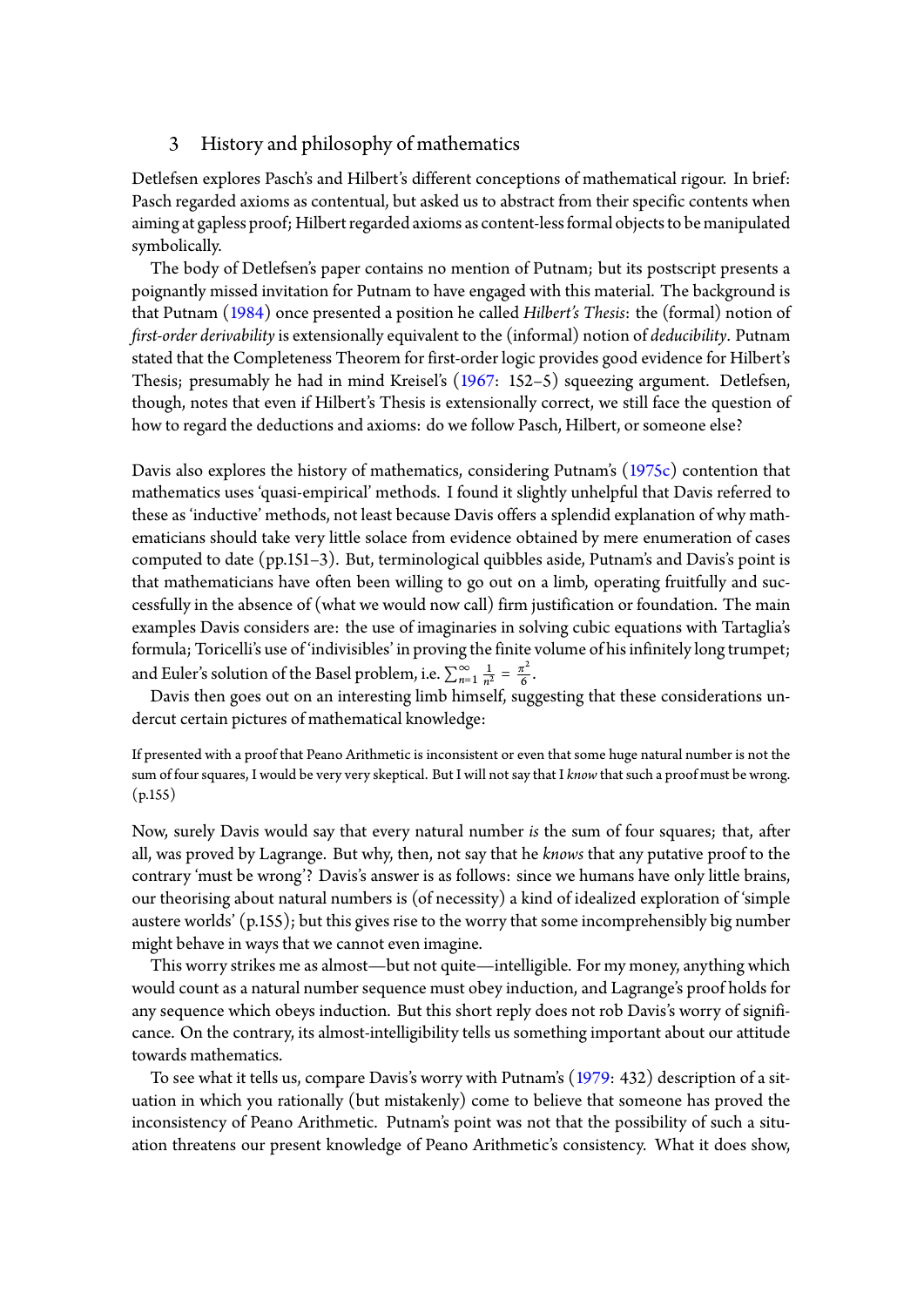## 3 History and philosophy of mathematics

Detlefsen explores Pasch's and Hilbert's different conceptions of mathematical rigour. In brief: Pasch regarded axioms as contentual, but asked us to abstract from their specific contents when aiming at gapless proof; Hilbert regarded axioms as content-less formal objects to be manipulated symbolically.

The body of Detlefsen's paper contains no mention of Putnam; but its postscript presents a poignantly missed invitation for Putnam to have engaged with this material. The background is that Putnam (1984) once presented a position he called *Hilbert's Thesis*: the (formal) notion of *first-order derivability* is extensionally equivalent to the (informal) notion of *deducibility*. Putnam stated that the Completeness Theorem for first-order logic provides good evidence for Hilbert's Thesis; presumably he had in mind Kreisel's (1967: 152–5) squeezing argument. Detlefsen, though, notes that even if Hilbert's Thesis is extensionally correct, we still face the question of how to regard the deductions and axioms: do we follow Pasch, Hilbert, or someone else?

Davis also explores the history of mathematics, considering Putnam's (1975c) contention that mathematics uses 'quasi-empirical' methods. I found it slightly unhelpful that Davis referred to these as 'inductive' methods, not least because Davis offers a splendid explanation of why mathematicians should take very little solace from evidence obtained by mere enumeration of cases computed to date (pp.151–3). But, terminological quibbles aside, Putnam's and Davis's point is that mathematicians have often been willing to go out on a limb, operating fruitfully and successfully in the absence of (what we would now call) firm justification or foundation. The main examples Davis considers are: the use of imaginaries in solving cubic equations with Tartaglia's formula; Toricelli's use of 'indivisibles' in proving the finite volume of his infinitely long trumpet; and Euler's solution of the Basel problem, i.e. $\sum_{n=1}^{\infty} \frac{1}{n^2} = \frac{\pi^2}{6}$.

Davis then goes out on an interesting limb himself, suggesting that these considerations undercut certain pictures of mathematical knowledge:

> If presented with a proof that Peano Arithmetic is inconsistent or even that some huge natural number is not the sum of four squares, I would be very very skeptical. But I will not say that I *know* that such a proof must be wrong. (p.155)

Now, surely Davis would say that every natural number *is* the sum of four squares; that, after all, was proved by Lagrange. But why, then, not say that he *knows* that any putative proof to the contrary 'must be wrong'? Davis's answer is as follows: since we humans have only little brains, our theorising about natural numbers is (of necessity) a kind of idealized exploration of 'simple austere worlds' (p.155); but this gives rise to the worry that some incomprehensibly big number might behave in ways that we cannot even imagine.

This worry strikes me as almost—but not quite—intelligible. For my money, anything which would count as a natural number sequence must obey induction, and Lagrange's proof holds for any sequence which obeys induction. But this short reply does not rob Davis's worry of significance. On the contrary, its almost-intelligibility tells us something important about our attitude towards mathematics.

To see what it tells us, compare Davis's worry with Putnam's (1979: 432) description of a situation in which you rationally (but mistakenly) come to believe that someone has proved the inconsistency of Peano Arithmetic. Putnam's point was not that the possibility of such a situation threatens our present knowledge of Peano Arithmetic's consistency. What it does show,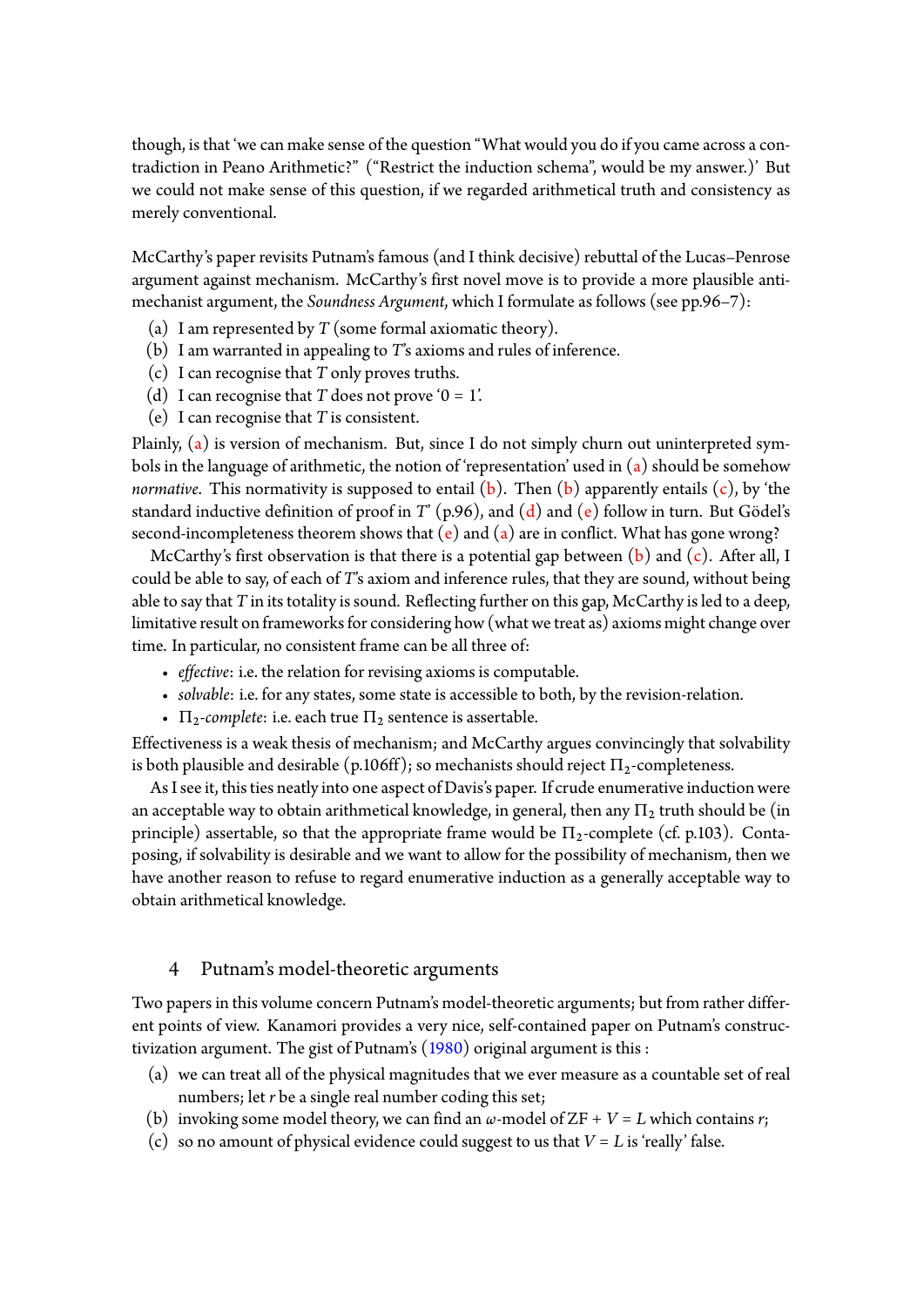though, is that 'we can make sense of the question "What would you do if you came across a contradiction in Peano Arithmetic?" ("Restrict the induction schema", would be my answer.)' But we could not make sense of this question, if we regarded arithmetical truth and consistency as merely conventional.

McCarthy's paper revisits Putnam's famous (and I think decisive) rebuttal of the Lucas–Penrose argument against mechanism. McCarthy's first novel move is to provide a more plausible anti-mechanist argument, the *Soundness Argument*, which I formulate as follows (see pp.96–7):

(a) I am represented by $T$ (some formal axiomatic theory).
(b) I am warranted in appealing to $T$'s axioms and rules of inference.
(c) I can recognise that $T$ only proves truths.
(d) I can recognise that $T$ does not prove '$0 = 1$'.
(e) I can recognise that $T$ is consistent.

Plainly, (a) is version of mechanism. But, since I do not simply churn out uninterpreted symbols in the language of arithmetic, the notion of 'representation' used in (a) should be somehow *normative*. This normativity is supposed to entail (b). Then (b) apparently entails (c), by 'the standard inductive definition of proof in $T$' (p.96), and (d) and (e) follow in turn. But Gödel's second-incompleteness theorem shows that (e) and (a) are in conflict. What has gone wrong?

McCarthy's first observation is that there is a potential gap between (b) and (c). After all, I could be able to say, of each of $T$'s axiom and inference rules, that they are sound, without being able to say that $T$ in its totality is sound. Reflecting further on this gap, McCarthy is led to a deep, limitative result on frameworks for considering how (what we treat as) axioms might change over time. In particular, no consistent frame can be all three of:

- *effective*: i.e. the relation for revising axioms is computable.
- *solvable*: i.e. for any states, some state is accessible to both, by the revision-relation.
- $\Pi_2$-*complete*: i.e. each true $\Pi_2$ sentence is assertable.

Effectiveness is a weak thesis of mechanism; and McCarthy argues convincingly that solvability is both plausible and desirable (p.106ff); so mechanists should reject $\Pi_2$-completeness.

As I see it, this ties neatly into one aspect of Davis's paper. If crude enumerative induction were an acceptable way to obtain arithmetical knowledge, in general, then any $\Pi_2$ truth should be (in principle) assertable, so that the appropriate frame would be $\Pi_2$-complete (cf. p.103). Contaposing, if solvability is desirable and we want to allow for the possibility of mechanism, then we have another reason to refuse to regard enumerative induction as a generally acceptable way to obtain arithmetical knowledge.

## 4 Putnam's model-theoretic arguments

Two papers in this volume concern Putnam's model-theoretic arguments; but from rather different points of view. Kanamori provides a very nice, self-contained paper on Putnam's constructivization argument. The gist of Putnam's (1980) original argument is this :

(a) we can treat all of the physical magnitudes that we ever measure as a countable set of real numbers; let $r$ be a single real number coding this set;
(b) invoking some model theory, we can find an $\omega$-model of ZF + $V = L$ which contains $r$;
(c) so no amount of physical evidence could suggest to us that $V = L$ is 'really' false.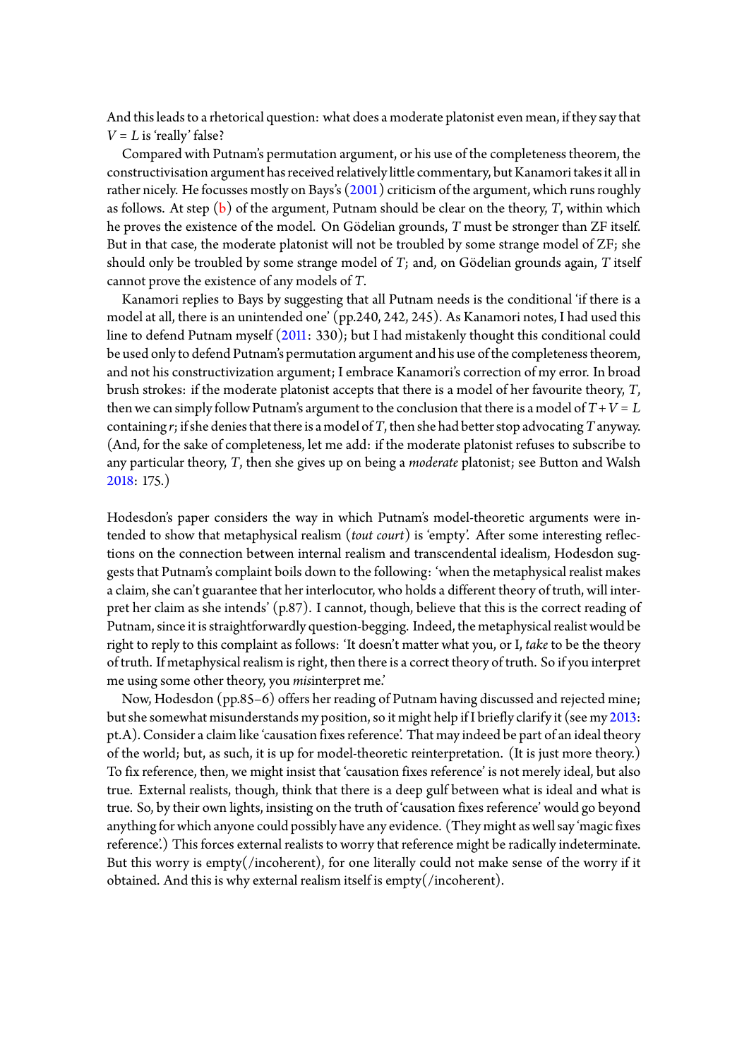And this leads to a rhetorical question: what does a moderate platonist even mean, if they say that $V = L$ is 'really' false?

Compared with Putnam's permutation argument, or his use of the completeness theorem, the constructivisation argument has received relatively little commentary, but Kanamori takes it all in rather nicely. He focusses mostly on Bays's (2001) criticism of the argument, which runs roughly as follows. At step (b) of the argument, Putnam should be clear on the theory, $T$, within which he proves the existence of the model. On Gödelian grounds, $T$ must be stronger than ZF itself. But in that case, the moderate platonist will not be troubled by some strange model of ZF; she should only be troubled by some strange model of $T$; and, on Gödelian grounds again, $T$ itself cannot prove the existence of any models of $T$.

Kanamori replies to Bays by suggesting that all Putnam needs is the conditional 'if there is a model at all, there is an unintended one' (pp.240, 242, 245). As Kanamori notes, I had used this line to defend Putnam myself (2011: 330); but I had mistakenly thought this conditional could be used only to defend Putnam's permutation argument and his use of the completeness theorem, and not his constructivization argument; I embrace Kanamori's correction of my error. In broad brush strokes: if the moderate platonist accepts that there is a model of her favourite theory, $T$, then we can simply follow Putnam's argument to the conclusion that there is a model of $T + V = L$ containing $r$; if she denies that there is a model of $T$, then she had better stop advocating $T$ anyway. (And, for the sake of completeness, let me add: if the moderate platonist refuses to subscribe to any particular theory, $T$, then she gives up on being a *moderate* platonist; see Button and Walsh 2018: 175.)

Hodesdon's paper considers the way in which Putnam's model-theoretic arguments were intended to show that metaphysical realism (*tout court*) is 'empty'. After some interesting reflections on the connection between internal realism and transcendental idealism, Hodesdon suggests that Putnam's complaint boils down to the following: 'when the metaphysical realist makes a claim, she can't guarantee that her interlocutor, who holds a different theory of truth, will interpret her claim as she intends' (p.87). I cannot, though, believe that this is the correct reading of Putnam, since it is straightforwardly question-begging. Indeed, the metaphysical realist would be right to reply to this complaint as follows: 'It doesn't matter what you, or I, *take* to be the theory of truth. If metaphysical realism is right, then there is a correct theory of truth. So if you interpret me using some other theory, you *mis*interpret me.'

Now, Hodesdon (pp.85–6) offers her reading of Putnam having discussed and rejected mine; but she somewhat misunderstands my position, so it might help if I briefly clarify it (see my 2013: pt.A). Consider a claim like 'causation fixes reference'. That may indeed be part of an ideal theory of the world; but, as such, it is up for model-theoretic reinterpretation. (It is just more theory.) To fix reference, then, we might insist that 'causation fixes reference' is not merely ideal, but also true. External realists, though, think that there is a deep gulf between what is ideal and what is true. So, by their own lights, insisting on the truth of 'causation fixes reference' would go beyond anything for which anyone could possibly have any evidence. (They might as well say 'magic fixes reference'.) This forces external realists to worry that reference might be radically indeterminate. But this worry is empty(/incoherent), for one literally could not make sense of the worry if it obtained. And this is why external realism itself is empty(/incoherent).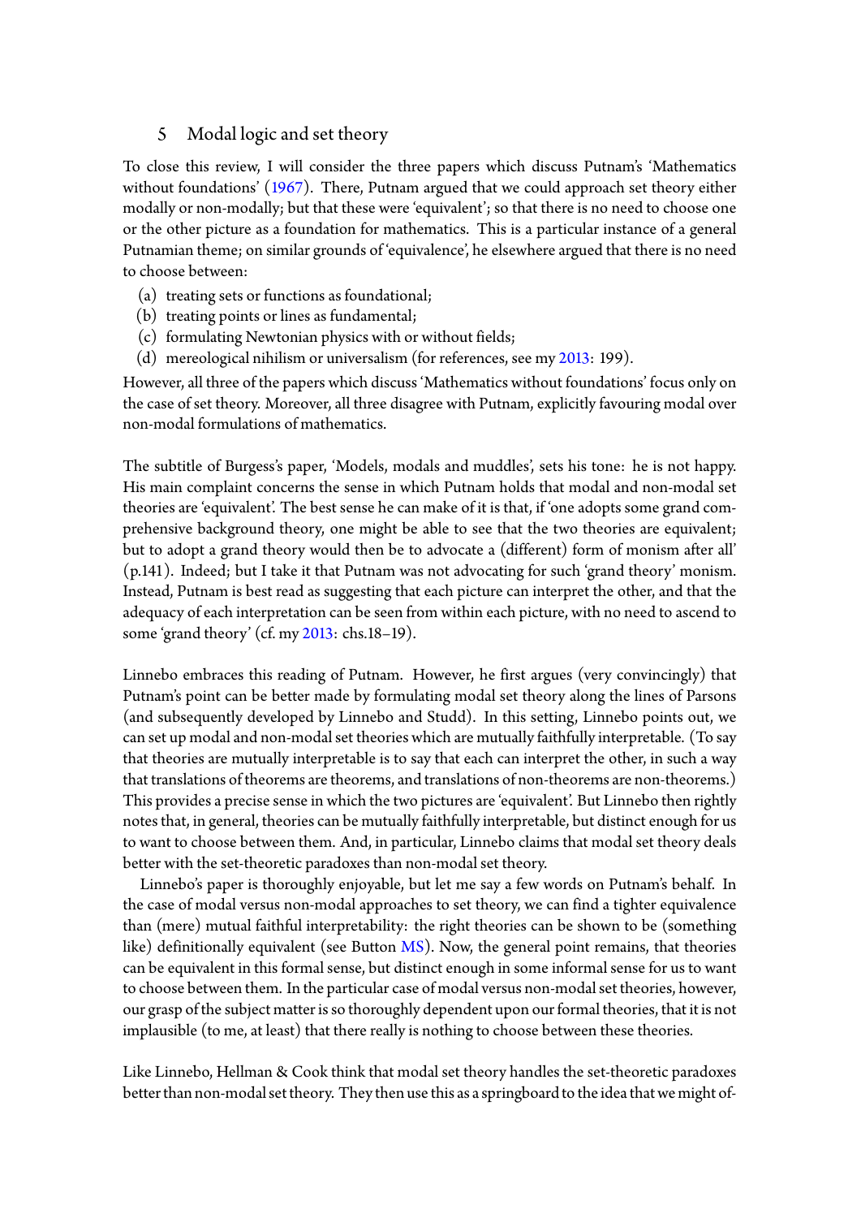## 5 Modal logic and set theory

To close this review, I will consider the three papers which discuss Putnam's 'Mathematics without foundations' (1967). There, Putnam argued that we could approach set theory either modally or non-modally; but that these were 'equivalent'; so that there is no need to choose one or the other picture as a foundation for mathematics. This is a particular instance of a general Putnamian theme; on similar grounds of 'equivalence', he elsewhere argued that there is no need to choose between:

(a) treating sets or functions as foundational;
(b) treating points or lines as fundamental;
(c) formulating Newtonian physics with or without fields;
(d) mereological nihilism or universalism (for references, see my 2013: 199).

However, all three of the papers which discuss 'Mathematics without foundations' focus only on the case of set theory. Moreover, all three disagree with Putnam, explicitly favouring modal over non-modal formulations of mathematics.

The subtitle of Burgess's paper, 'Models, modals and muddles', sets his tone: he is not happy. His main complaint concerns the sense in which Putnam holds that modal and non-modal set theories are 'equivalent'. The best sense he can make of it is that, if 'one adopts some grand comprehensive background theory, one might be able to see that the two theories are equivalent; but to adopt a grand theory would then be to advocate a (different) form of monism after all' (p.141). Indeed; but I take it that Putnam was not advocating for such 'grand theory' monism. Instead, Putnam is best read as suggesting that each picture can interpret the other, and that the adequacy of each interpretation can be seen from within each picture, with no need to ascend to some 'grand theory' (cf. my 2013: chs.18–19).

Linnebo embraces this reading of Putnam. However, he first argues (very convincingly) that Putnam's point can be better made by formulating modal set theory along the lines of Parsons (and subsequently developed by Linnebo and Studd). In this setting, Linnebo points out, we can set up modal and non-modal set theories which are mutually faithfully interpretable. (To say that theories are mutually interpretable is to say that each can interpret the other, in such a way that translations of theorems are theorems, and translations of non-theorems are non-theorems.) This provides a precise sense in which the two pictures are 'equivalent'. But Linnebo then rightly notes that, in general, theories can be mutually faithfully interpretable, but distinct enough for us to want to choose between them. And, in particular, Linnebo claims that modal set theory deals better with the set-theoretic paradoxes than non-modal set theory.

Linnebo's paper is thoroughly enjoyable, but let me say a few words on Putnam's behalf. In the case of modal versus non-modal approaches to set theory, we can find a tighter equivalence than (mere) mutual faithful interpretability: the right theories can be shown to be (something like) definitionally equivalent (see Button MS). Now, the general point remains, that theories can be equivalent in this formal sense, but distinct enough in some informal sense for us to want to choose between them. In the particular case of modal versus non-modal set theories, however, our grasp of the subject matter is so thoroughly dependent upon our formal theories, that it is not implausible (to me, at least) that there really is nothing to choose between these theories.

Like Linnebo, Hellman & Cook think that modal set theory handles the set-theoretic paradoxes better than non-modal set theory. They then use this as a springboard to the idea that we might of-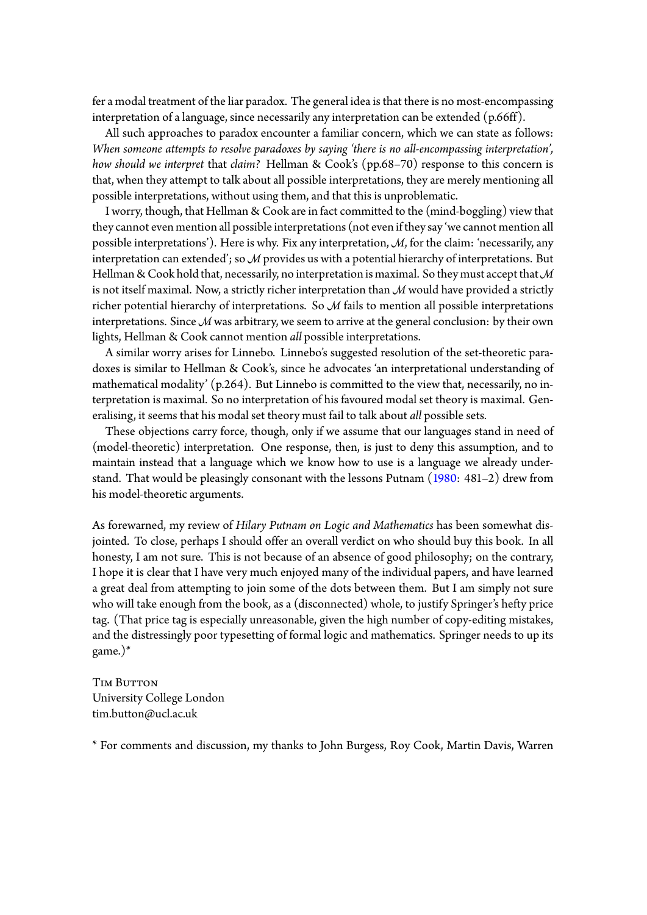fer a modal treatment of the liar paradox. The general idea is that there is no most-encompassing interpretation of a language, since necessarily any interpretation can be extended (p.66ff).

All such approaches to paradox encounter a familiar concern, which we can state as follows: *When someone attempts to resolve paradoxes by saying 'there is no all-encompassing interpretation', how should we interpret* that *claim?* Hellman & Cook's (pp.68–70) response to this concern is that, when they attempt to talk about all possible interpretations, they are merely mentioning all possible interpretations, without using them, and that this is unproblematic.

I worry, though, that Hellman & Cook are in fact committed to the (mind-boggling) view that they cannot even mention all possible interpretations (not even if they say 'we cannot mention all possible interpretations'). Here is why. Fix any interpretation, $\mathcal{M}$, for the claim: 'necessarily, any interpretation can extended'; so $\mathcal{M}$ provides us with a potential hierarchy of interpretations. But Hellman & Cook hold that, necessarily, no interpretation is maximal. So they must accept that $\mathcal{M}$ is not itself maximal. Now, a strictly richer interpretation than $\mathcal{M}$ would have provided a strictly richer potential hierarchy of interpretations. So $\mathcal{M}$ fails to mention all possible interpretations interpretations. Since $\mathcal{M}$ was arbitrary, we seem to arrive at the general conclusion: by their own lights, Hellman & Cook cannot mention *all* possible interpretations.

A similar worry arises for Linnebo. Linnebo's suggested resolution of the set-theoretic paradoxes is similar to Hellman & Cook's, since he advocates 'an interpretational understanding of mathematical modality' (p.264). But Linnebo is committed to the view that, necessarily, no interpretation is maximal. So no interpretation of his favoured modal set theory is maximal. Generalising, it seems that his modal set theory must fail to talk about *all* possible sets.

These objections carry force, though, only if we assume that our languages stand in need of (model-theoretic) interpretation. One response, then, is just to deny this assumption, and to maintain instead that a language which we know how to use is a language we already understand. That would be pleasingly consonant with the lessons Putnam (1980: 481–2) drew from his model-theoretic arguments.

As forewarned, my review of *Hilary Putnam on Logic and Mathematics* has been somewhat disjointed. To close, perhaps I should offer an overall verdict on who should buy this book. In all honesty, I am not sure. This is not because of an absence of good philosophy; on the contrary, I hope it is clear that I have very much enjoyed many of the individual papers, and have learned a great deal from attempting to join some of the dots between them. But I am simply not sure who will take enough from the book, as a (disconnected) whole, to justify Springer's hefty price tag. (That price tag is especially unreasonable, given the high number of copy-editing mistakes, and the distressingly poor typesetting of formal logic and mathematics. Springer needs to up its game.)*

Tim Button
University College London
tim.button@ucl.ac.uk

\* For comments and discussion, my thanks to John Burgess, Roy Cook, Martin Davis, Warren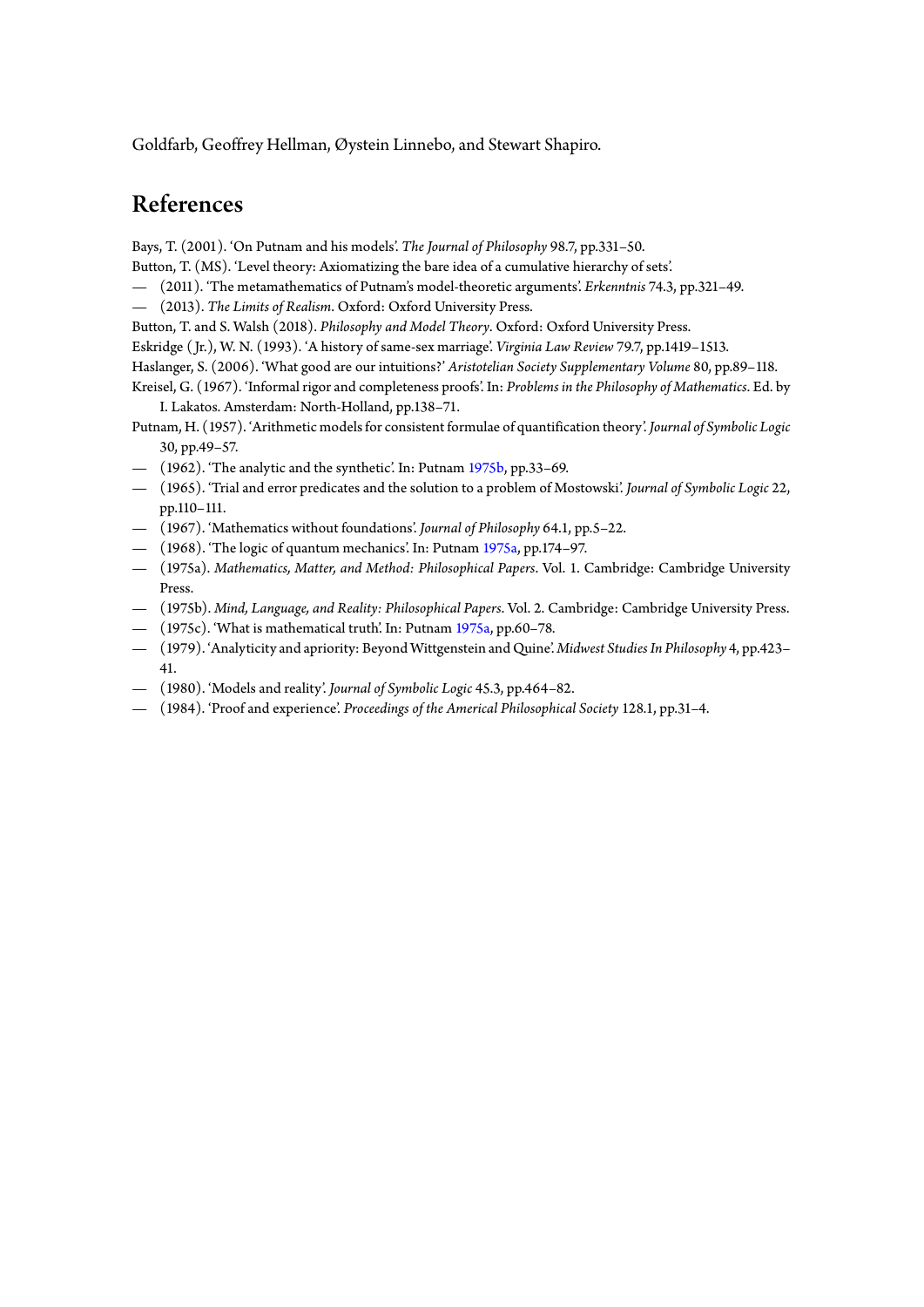Goldfarb, Geoffrey Hellman, Øystein Linnebo, and Stewart Shapiro.

## References

Bays, T. (2001). 'On Putnam and his models'. *The Journal of Philosophy* 98.7, pp.331–50.

Button, T. (MS). 'Level theory: Axiomatizing the bare idea of a cumulative hierarchy of sets'.

— (2011). 'The metamathematics of Putnam's model-theoretic arguments'. *Erkenntnis* 74.3, pp.321–49.

— (2013). *The Limits of Realism*. Oxford: Oxford University Press.

Button, T. and S. Walsh (2018). *Philosophy and Model Theory*. Oxford: Oxford University Press.

Eskridge (Jr.), W. N. (1993). 'A history of same-sex marriage'. *Virginia Law Review* 79.7, pp.1419–1513.

Haslanger, S. (2006). 'What good are our intuitions?' *Aristotelian Society Supplementary Volume* 80, pp.89–118.

Kreisel, G. (1967). 'Informal rigor and completeness proofs'. In: *Problems in the Philosophy of Mathematics*. Ed. by I. Lakatos. Amsterdam: North-Holland, pp.138–71.

Putnam, H. (1957). 'Arithmetic models for consistent formulae of quantification theory'. *Journal of Symbolic Logic* 30, pp.49–57.

— (1962). 'The analytic and the synthetic'. In: Putnam 1975b, pp.33–69.

— (1965). 'Trial and error predicates and the solution to a problem of Mostowski'. *Journal of Symbolic Logic* 22, pp.110–111.

— (1967). 'Mathematics without foundations'. *Journal of Philosophy* 64.1, pp.5–22.

— (1968). 'The logic of quantum mechanics'. In: Putnam 1975a, pp.174–97.

— (1975a). *Mathematics, Matter, and Method: Philosophical Papers*. Vol. 1. Cambridge: Cambridge University Press.

— (1975b). *Mind, Language, and Reality: Philosophical Papers*. Vol. 2. Cambridge: Cambridge University Press.

— (1975c). 'What is mathematical truth'. In: Putnam 1975a, pp.60–78.

— (1979). 'Analyticity and apriority: Beyond Wittgenstein and Quine'. *Midwest Studies In Philosophy* 4, pp.423–41.

— (1980). 'Models and reality'. *Journal of Symbolic Logic* 45.3, pp.464–82.

— (1984). 'Proof and experience'. *Proceedings of the Americal Philosophical Society* 128.1, pp.31–4.